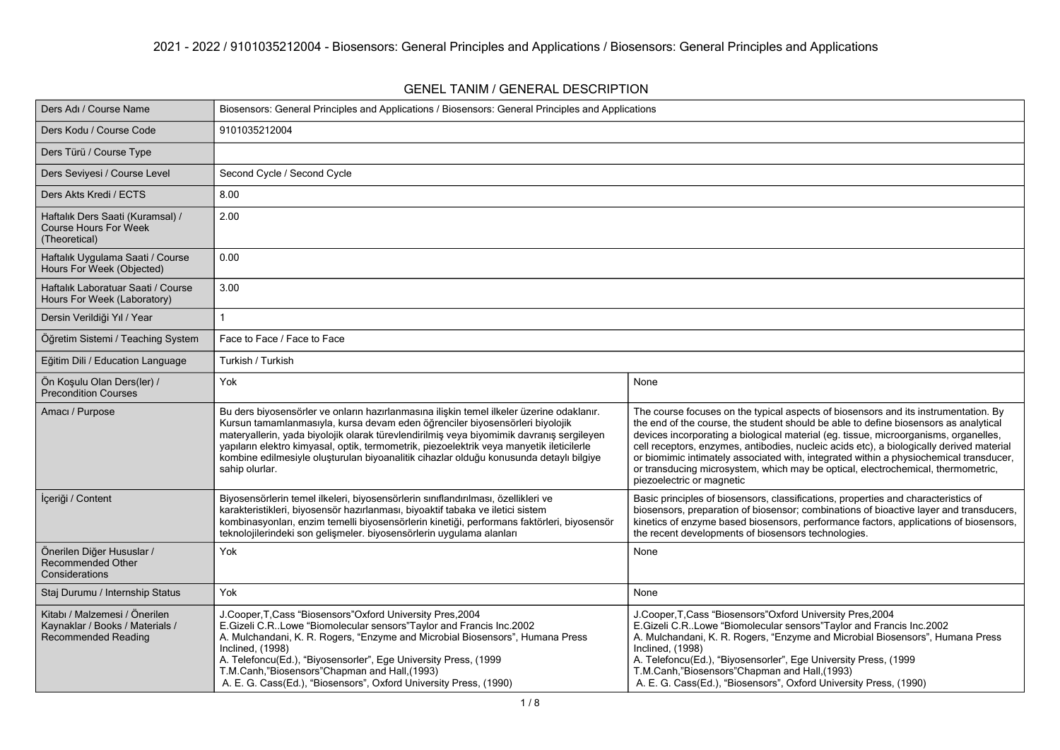# 2021 - 2022 / 9101035212004 - Biosensors: General Principles and Applications / Biosensors: General Principles and Applications

## GENEL TANIM / GENERAL DESCRIPTION

| | | |
|---|---|---|
| Ders Adı / Course Name | Biosensors: General Principles and Applications / Biosensors: General Principles and Applications | |
| Ders Kodu / Course Code | 9101035212004 | |
| Ders Türü / Course Type | | |
| Ders Seviyesi / Course Level | Second Cycle / Second Cycle | |
| Ders Akts Kredi / ECTS | 8.00 | |
| Haftalık Ders Saati (Kuramsal) / Course Hours For Week (Theoretical) | 2.00 | |
| Haftalık Uygulama Saati / Course Hours For Week (Objected) | 0.00 | |
| Haftalık Laboratuar Saati / Course Hours For Week (Laboratory) | 3.00 | |
| Dersin Verildiği Yıl / Year | 1 | |
| Öğretim Sistemi / Teaching System | Face to Face / Face to Face | |
| Eğitim Dili / Education Language | Turkish / Turkish | |
| Ön Koşulu Olan Ders(ler) / Precondition Courses | Yok | None |
| Amacı / Purpose | Bu ders biyosensörler ve onların hazırlanmasına ilişkin temel ilkeler üzerine odaklanır. Kursun tamamlanmasıyla, kursa devam eden öğrenciler biyosensörleri biyolojik materyallerin, yada biyolojik olarak türevlendirilmiş veya biyomimik davranış sergileyen yapıların elektro kimyasal, optik, termometrik, piezoelektrik veya manyetik ileticilerle kombine edilmesiyle oluşturulan biyoanalitik cihazlar olduğu konusunda detaylı bilgiye sahip olurlar. | The course focuses on the typical aspects of biosensors and its instrumentation. By the end of the course, the student should be able to define biosensors as analytical devices incorporating a biological material (eg. tissue, microorganisms, organelles, cell receptors, enzymes, antibodies, nucleic acids etc), a biologically derived material or biomimic intimately associated with, integrated within a physiochemical transducer, or transducing microsystem, which may be optical, electrochemical, thermometric, piezoelectric or magnetic |
| İçeriği / Content | Biyosensörlerin temel ilkeleri, biyosensörlerin sınıflandırılması, özellikleri ve karakteristikleri, biyosensör hazırlanması, biyoaktif tabaka ve iletici sistem kombinasyonları, enzim temelli biyosensörlerin kinetiği, performans faktörleri, biyosensör teknolojilerindeki son gelişmeler. biyosensörlerin uygulama alanları | Basic principles of biosensors, classifications, properties and characteristics of biosensors, preparation of biosensor; combinations of bioactive layer and transducers, kinetics of enzyme based biosensors, performance factors, applications of biosensors, the recent developments of biosensors technologies. |
| Önerilen Diğer Hususlar / Recommended Other Considerations | Yok | None |
| Staj Durumu / Internship Status | Yok | None |
| Kitabı / Malzemesi / Önerilen Kaynaklar / Books / Materials / Recommended Reading | J.Cooper,T,Cass "Biosensors"Oxford University Pres,2004<br>E.Gizeli C.R..Lowe "Biomolecular sensors"Taylor and Francis Inc.2002<br>A. Mulchandani, K. R. Rogers, "Enzyme and Microbial Biosensors", Humana Press Inclined, (1998)<br>A. Telefoncu(Ed.), "Biyosensorler", Ege University Press, (1999<br>T.M.Canh,"Biosensors"Chapman and Hall,(1993)<br>A. E. G. Cass(Ed.), "Biosensors", Oxford University Press, (1990) | J.Cooper,T,Cass "Biosensors"Oxford University Pres,2004<br>E.Gizeli C.R..Lowe "Biomolecular sensors"Taylor and Francis Inc.2002<br>A. Mulchandani, K. R. Rogers, "Enzyme and Microbial Biosensors", Humana Press Inclined, (1998)<br>A. Telefoncu(Ed.), "Biyosensorler", Ege University Press, (1999<br>T.M.Canh,"Biosensors"Chapman and Hall,(1993)<br>A. E. G. Cass(Ed.), "Biosensors", Oxford University Press, (1990) |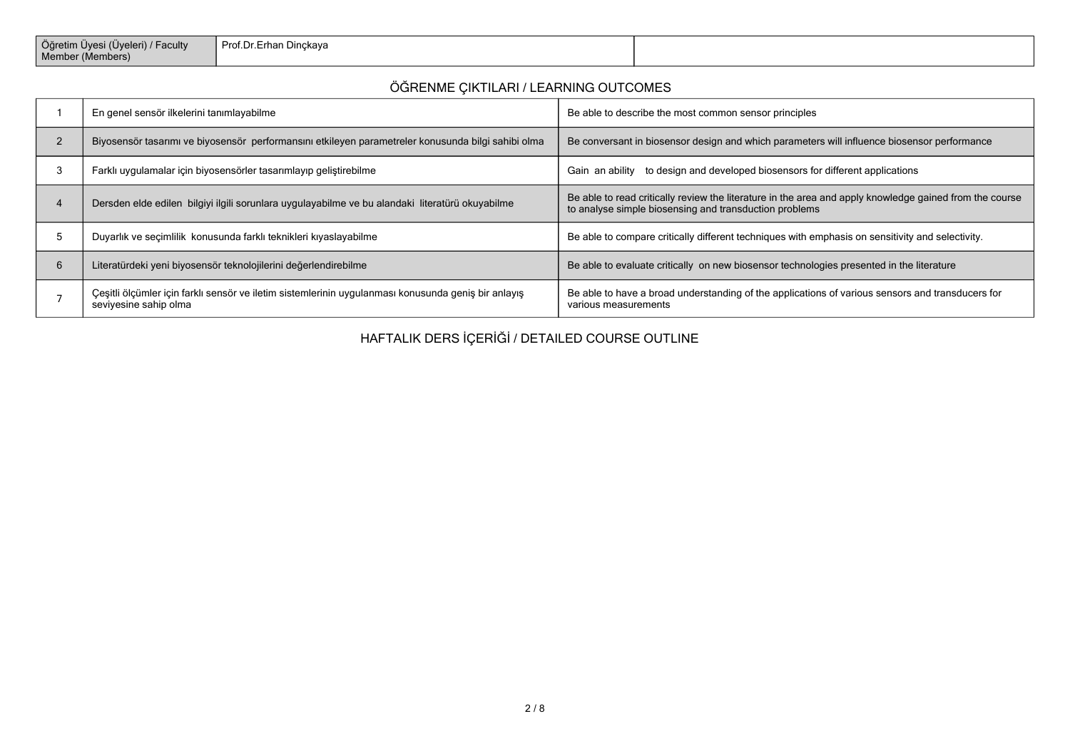| Öğretim Üyesi (Üyeleri) / Faculty Member (Members) | Prof.Dr.Erhan Dinçkaya | |
|---|---|---|

## ÖĞRENME ÇIKTILARI / LEARNING OUTCOMES

| | | |
|---|---|---|
| 1 | En genel sensör ilkelerini tanımlayabilme | Be able to describe the most common sensor principles |
| 2 | Biyosensör tasarımı ve biyosensör performansını etkileyen parametreler konusunda bilgi sahibi olma | Be conversant in biosensor design and which parameters will influence biosensor performance |
| 3 | Farklı uygulamalar için biyosensörler tasarımlayıp geliştirebilme | Gain an ability to design and developed biosensors for different applications |
| 4 | Dersden elde edilen bilgiyi ilgili sorunlara uygulayabilme ve bu alandaki literatürü okuyabilme | Be able to read critically review the literature in the area and apply knowledge gained from the course to analyse simple biosensing and transduction problems |
| 5 | Duyarlık ve seçimlilik konusunda farklı teknikleri kıyaslayabilme | Be able to compare critically different techniques with emphasis on sensitivity and selectivity. |
| 6 | Literatürdeki yeni biyosensör teknolojilerini değerlendirebilme | Be able to evaluate critically on new biosensor technologies presented in the literature |
| 7 | Çeşitli ölçümler için farklı sensör ve iletim sistemlerinin uygulanması konusunda geniş bir anlayış seviyesine sahip olma | Be able to have a broad understanding of the applications of various sensors and transducers for various measurements |

## HAFTALIK DERS İÇERİĞİ / DETAILED COURSE OUTLINE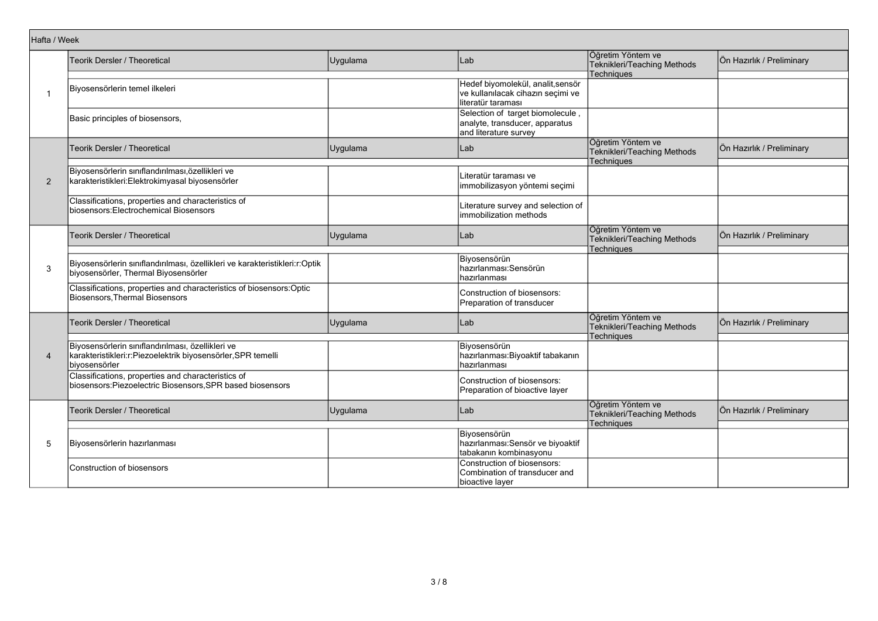| Hafta / Week | Teorik Dersler / Theoretical | Uygulama | Lab | Öğretim Yöntem ve Teknikleri/Teaching Methods Techniques | Ön Hazırlık / Preliminary |
|---|---|---|---|---|---|
| 1 | Biyosensörlerin temel ilkeleri | | Hedef biyomolekül, analit,sensör ve kullanılacak cihazın seçimi ve literatür taraması | | |
| | Basic principles of biosensors, | | Selection of target biomolecule , analyte, transducer, apparatus and literature survey | | |
| | Teorik Dersler / Theoretical | Uygulama | Lab | Öğretim Yöntem ve Teknikleri/Teaching Methods Techniques | Ön Hazırlık / Preliminary |
| 2 | Biyosensörlerin sınıflandırılması,özellikleri ve karakteristikleri:Elektrokimyasal biyosensörler | | Literatür taraması ve immobilizasyon yöntemi seçimi | | |
| | Classifications, properties and characteristics of biosensors:Electrochemical Biosensors | | Literature survey and selection of immobilization methods | | |
| | Teorik Dersler / Theoretical | Uygulama | Lab | Öğretim Yöntem ve Teknikleri/Teaching Methods Techniques | Ön Hazırlık / Preliminary |
| 3 | Biyosensörlerin sınıflandırılması, özellikleri ve karakteristikleri:r:Optik biyosensörler, Thermal Biyosensörler | | Biyosensörün hazırlanması:Sensörün hazırlanması | | |
| | Classifications, properties and characteristics of biosensors:Optic Biosensors,Thermal Biosensors | | Construction of biosensors: Preparation of transducer | | |
| | Teorik Dersler / Theoretical | Uygulama | Lab | Öğretim Yöntem ve Teknikleri/Teaching Methods Techniques | Ön Hazırlık / Preliminary |
| 4 | Biyosensörlerin sınıflandırılması, özellikleri ve karakteristikleri:r:Piezoelektrik biyosensörler,SPR temelli biyosensörler | | Biyosensörün hazırlanması:Biyoaktif tabakanın hazırlanması | | |
| | Classifications, properties and characteristics of biosensors:Piezoelectric Biosensors,SPR based biosensors | | Construction of biosensors: Preparation of bioactive layer | | |
| | Teorik Dersler / Theoretical | Uygulama | Lab | Öğretim Yöntem ve Teknikleri/Teaching Methods Techniques | Ön Hazırlık / Preliminary |
| 5 | Biyosensörlerin hazırlanması | | Biyosensörün hazırlanması:Sensör ve biyoaktif tabakanın kombinasyonu | | |
| | Construction of biosensors | | Construction of biosensors: Combination of transducer and bioactive layer | | |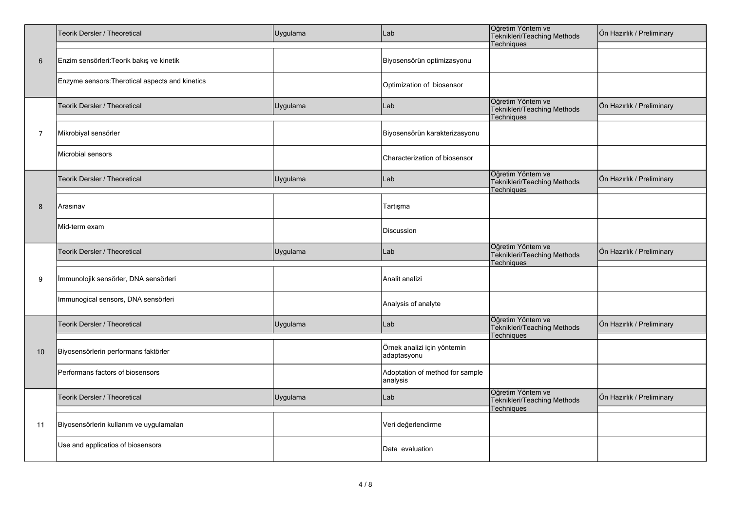| | Teorik Dersler / Theoretical | Uygulama | Lab | Öğretim Yöntem ve Teknikleri/Teaching Methods Techniques | Ön Hazırlık / Preliminary |
|---|---|---|---|---|---|
| 6 | Enzim sensörleri:Teorik bakış ve kinetik | | Biyosensörün optimizasyonu | | |
| | Enzyme sensors:Therotical aspects and kinetics | | Optimization of biosensor | | |
| | Teorik Dersler / Theoretical | Uygulama | Lab | Öğretim Yöntem ve Teknikleri/Teaching Methods Techniques | Ön Hazırlık / Preliminary |
| 7 | Mikrobiyal sensörler | | Biyosensörün karakterizasyonu | | |
| | Microbial sensors | | Characterization of biosensor | | |
| | Teorik Dersler / Theoretical | Uygulama | Lab | Öğretim Yöntem ve Teknikleri/Teaching Methods Techniques | Ön Hazırlık / Preliminary |
| 8 | Arasınav | | Tartışma | | |
| | Mid-term exam | | Discussion | | |
| | Teorik Dersler / Theoretical | Uygulama | Lab | Öğretim Yöntem ve Teknikleri/Teaching Methods Techniques | Ön Hazırlık / Preliminary |
| 9 | İmmunolojik sensörler, DNA sensörleri | | Analit analizi | | |
| | Immunogical sensors, DNA sensörleri | | Analysis of analyte | | |
| | Teorik Dersler / Theoretical | Uygulama | Lab | Öğretim Yöntem ve Teknikleri/Teaching Methods Techniques | Ön Hazırlık / Preliminary |
| 10 | Biyosensörlerin performans faktörler | | Örnek analizi için yöntemin adaptasyonu | | |
| | Performans factors of biosensors | | Adaptation of method for sample analysis | | |
| | Teorik Dersler / Theoretical | Uygulama | Lab | Öğretim Yöntem ve Teknikleri/Teaching Methods Techniques | Ön Hazırlık / Preliminary |
| 11 | Biyosensörlerin kullanım ve uygulamaları | | Veri değerlendirme | | |
| | Use and applicatios of biosensors | | Data evaluation | | |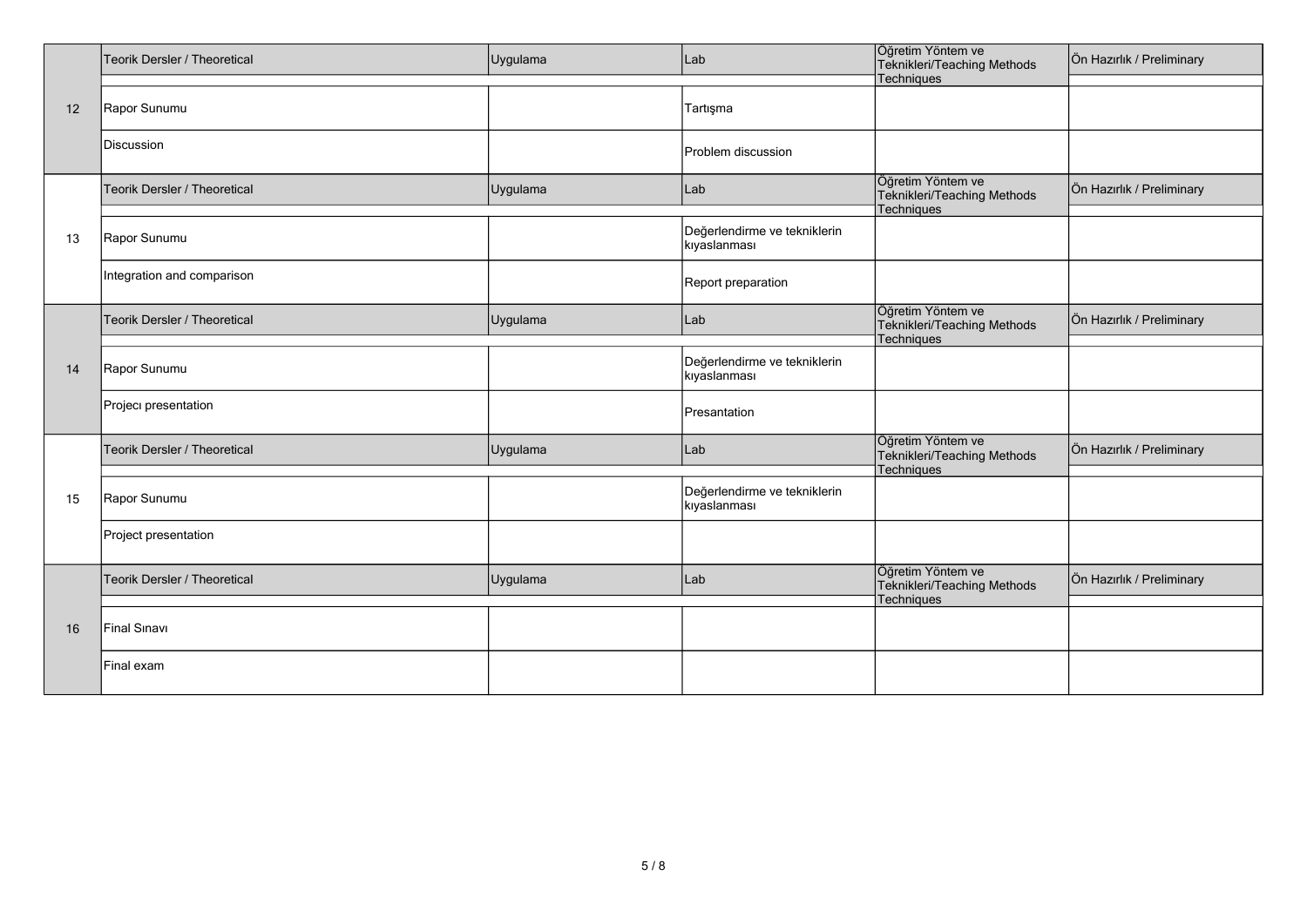| | Teorik Dersler / Theoretical | Uygulama | Lab | Öğretim Yöntem ve Teknikleri/Teaching Methods Techniques | Ön Hazırlık / Preliminary |
|---|---|---|---|---|---|
| 12 | Rapor Sunumu | | Tartışma | | |
| | Discussion | | Problem discussion | | |
| | Teorik Dersler / Theoretical | Uygulama | Lab | Öğretim Yöntem ve Teknikleri/Teaching Methods Techniques | Ön Hazırlık / Preliminary |
| 13 | Rapor Sunumu | | Değerlendirme ve tekniklerin kıyaslanması | | |
| | Integration and comparison | | Report preparation | | |
| | Teorik Dersler / Theoretical | Uygulama | Lab | Öğretim Yöntem ve Teknikleri/Teaching Methods Techniques | Ön Hazırlık / Preliminary |
| 14 | Rapor Sunumu | | Değerlendirme ve tekniklerin kıyaslanması | | |
| | Projecı presentation | | Presantation | | |
| | Teorik Dersler / Theoretical | Uygulama | Lab | Öğretim Yöntem ve Teknikleri/Teaching Methods Techniques | Ön Hazırlık / Preliminary |
| 15 | Rapor Sunumu | | Değerlendirme ve tekniklerin kıyaslanması | | |
| | Project presentation | | | | |
| | Teorik Dersler / Theoretical | Uygulama | Lab | Öğretim Yöntem ve Teknikleri/Teaching Methods Techniques | Ön Hazırlık / Preliminary |
| 16 | Final Sınavı | | | | |
| | Final exam | | | | |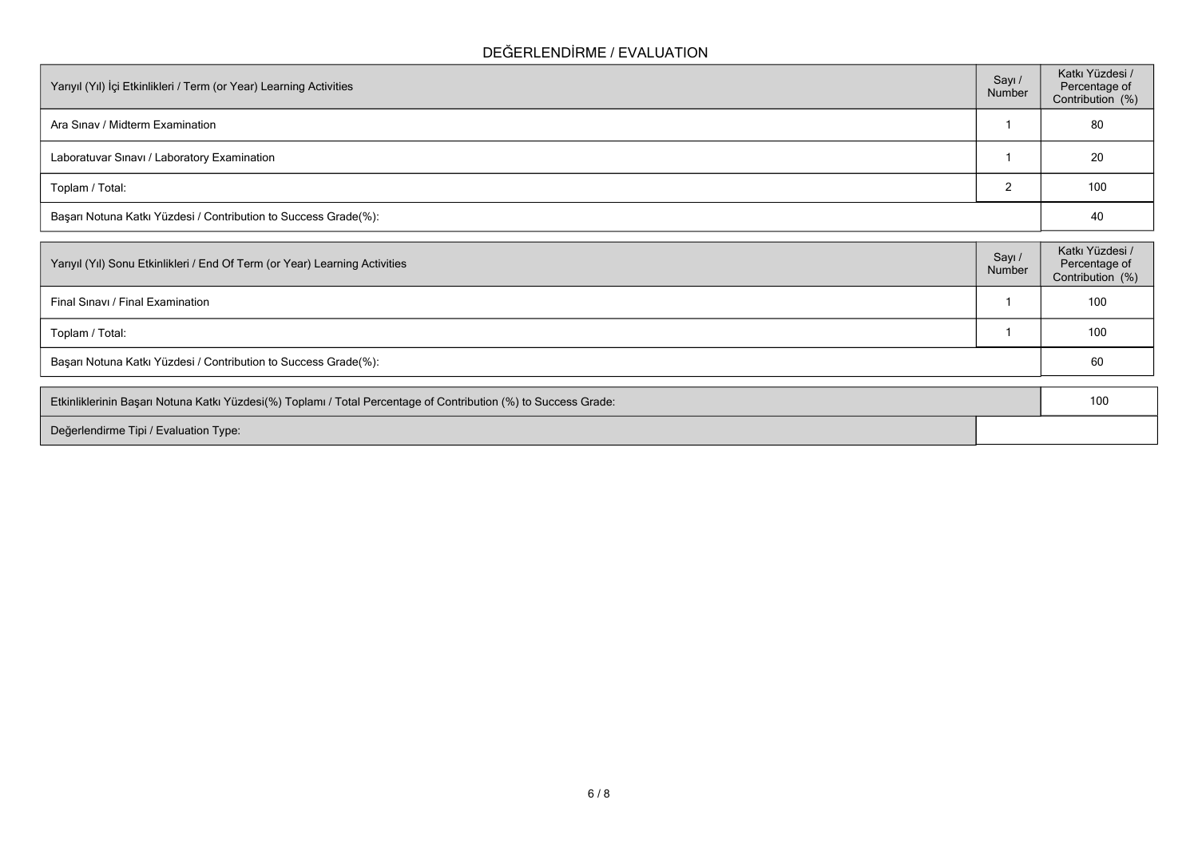## DEĞERLENDİRME / EVALUATION

| Yarıyıl (Yıl) İçi Etkinlikleri / Term (or Year) Learning Activities | Sayı / Number | Katkı Yüzdesi / Percentage of Contribution (%) |
| --- | --- | --- |
| Ara Sınav / Midterm Examination | 1 | 80 |
| Laboratuvar Sınavı / Laboratory Examination | 1 | 20 |
| Toplam / Total: | 2 | 100 |
| Başarı Notuna Katkı Yüzdesi / Contribution to Success Grade(%): | | 40 |

| Yarıyıl (Yıl) Sonu Etkinlikleri / End Of Term (or Year) Learning Activities | Sayı / Number | Katkı Yüzdesi / Percentage of Contribution (%) |
| --- | --- | --- |
| Final Sınavı / Final Examination | 1 | 100 |
| Toplam / Total: | 1 | 100 |
| Başarı Notuna Katkı Yüzdesi / Contribution to Success Grade(%): | | 60 |

| | |
| --- | --- |
| Etkinliklerinin Başarı Notuna Katkı Yüzdesi(%) Toplamı / Total Percentage of Contribution (%) to Success Grade: | 100 |
| Değerlendirme Tipi / Evaluation Type: | |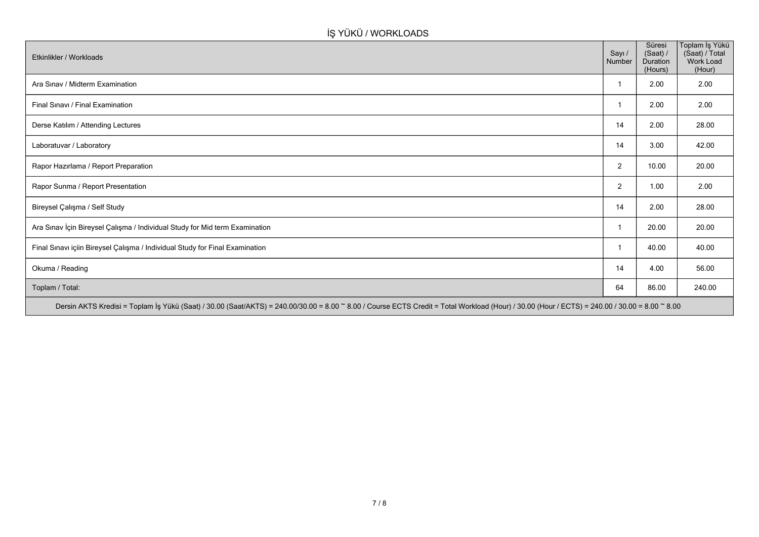## İŞ YÜKÜ / WORKLOADS

| Etkinlikler / Workloads | Sayı / Number | Süresi (Saat) / Duration (Hours) | Toplam İş Yükü (Saat) / Total Work Load (Hour) |
|---|---|---|---|
| Ara Sınav / Midterm Examination | 1 | 2.00 | 2.00 |
| Final Sınavı / Final Examination | 1 | 2.00 | 2.00 |
| Derse Katılım / Attending Lectures | 14 | 2.00 | 28.00 |
| Laboratuvar / Laboratory | 14 | 3.00 | 42.00 |
| Rapor Hazırlama / Report Preparation | 2 | 10.00 | 20.00 |
| Rapor Sunma / Report Presentation | 2 | 1.00 | 2.00 |
| Bireysel Çalışma / Self Study | 14 | 2.00 | 28.00 |
| Ara Sınav İçin Bireysel Çalışma / Individual Study for Mid term Examination | 1 | 20.00 | 20.00 |
| Final Sınavı içiin Bireysel Çalışma / Individual Study for Final Examination | 1 | 40.00 | 40.00 |
| Okuma / Reading | 14 | 4.00 | 56.00 |
| Toplam / Total: | 64 | 86.00 | 240.00 |

Dersin AKTS Kredisi = Toplam İş Yükü (Saat) / 30.00 (Saat/AKTS) = 240.00/30.00 = 8.00 ~ 8.00 / Course ECTS Credit = Total Workload (Hour) / 30.00 (Hour / ECTS) = 240.00 / 30.00 = 8.00 ~ 8.00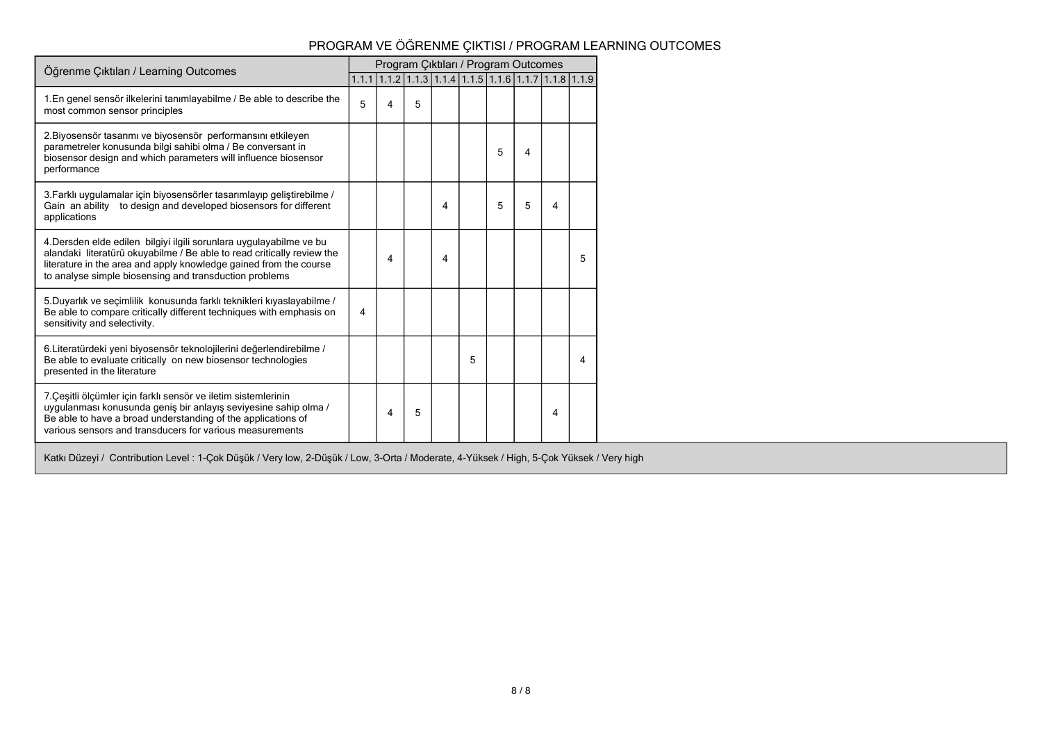## PROGRAM VE ÖĞRENME ÇIKTISI / PROGRAM LEARNING OUTCOMES

| Öğrenme Çıktıları / Learning Outcomes | Program Çıktıları / Program Outcomes | | | | | | | | |
|---|---|---|---|---|---|---|---|---|---|
| | 1.1.1 | 1.1.2 | 1.1.3 | 1.1.4 | 1.1.5 | 1.1.6 | 1.1.7 | 1.1.8 | 1.1.9 |
| 1.En genel sensör ilkelerini tanımlayabilme / Be able to describe the most common sensor principles | 5 | 4 | 5 | | | | | | |
| 2.Biyosensör tasarımı ve biyosensör performansını etkileyen parametreler konusunda bilgi sahibi olma / Be conversant in biosensor design and which parameters will influence biosensor performance | | | | | | 5 | 4 | | |
| 3.Farklı uygulamalar için biyosensörler tasarımlayıp geliştirebilme / Gain an ability to design and developed biosensors for different applications | | | | 4 | | 5 | 5 | 4 | |
| 4.Dersden elde edilen bilgiyi ilgili sorunlara uygulayabilme ve bu alandaki literatürü okuyabilme / Be able to read critically review the literature in the area and apply knowledge gained from the course to analyse simple biosensing and transduction problems | | 4 | | 4 | | | | | 5 |
| 5.Duyarlık ve seçimlilik konusunda farklı teknikleri kıyaslayabilme / Be able to compare critically different techniques with emphasis on sensitivity and selectivity. | 4 | | | | | | | | |
| 6.Literatürdeki yeni biyosensör teknolojilerini değerlendirebilme / Be able to evaluate critically on new biosensor technologies presented in the literature | | | | | 5 | | | | 4 |
| 7.Çeşitli ölçümler için farklı sensör ve iletim sistemlerinin uygulanması konusunda geniş bir anlayış seviyesine sahip olma / Be able to have a broad understanding of the applications of various sensors and transducers for various measurements | | 4 | 5 | | | | | 4 | |

Katkı Düzeyi / Contribution Level : 1-Çok Düşük / Very low, 2-Düşük / Low, 3-Orta / Moderate, 4-Yüksek / High, 5-Çok Yüksek / Very high